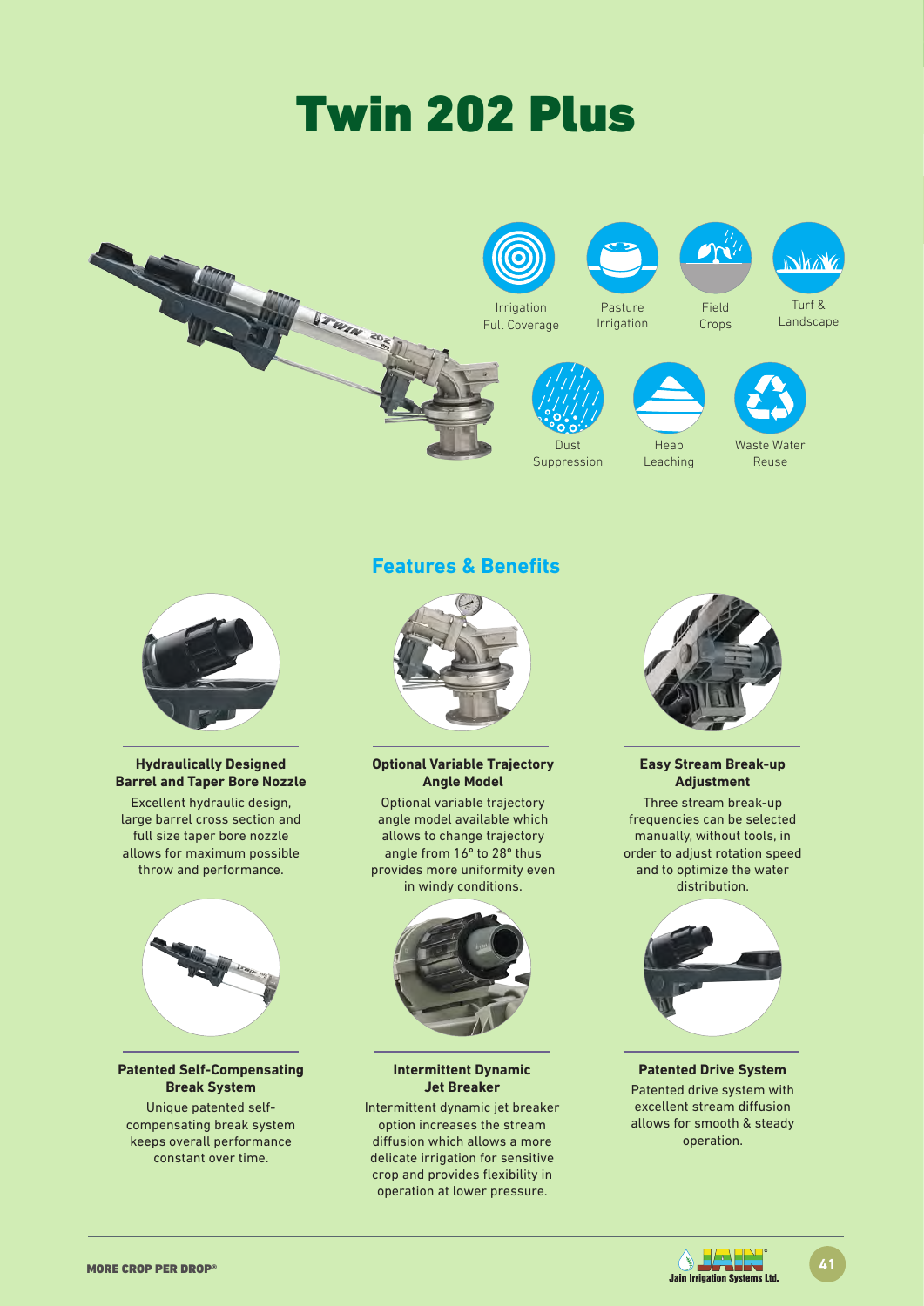# Twin 202 Plus

Irrigation Full Coverage

Pasture Irrigation

Field Crops

Turf & Landscape

Dust Suppression

Heap Leaching

Waste Water Reuse

## Features & Benefits

**Hydraulically Designed Barrel and Taper Bore Nozzle**

Excellent hydraulic design, large barrel cross section and full size taper bore nozzle allows for maximum possible throw and performance.

**Optional Variable Trajectory Angle Model**

Optional variable trajectory angle model available which allows to change trajectory angle from 16° to 28° thus provides more uniformity even in windy conditions.

**Easy Stream Break-up Adjustment**

Three stream break-up frequencies can be selected manually, without tools, in order to adjust rotation speed and to optimize the water distribution.

**Patented Self-Compensating Break System**

Unique patented self-compensating break system keeps overall performance constant over time.

**Intermittent Dynamic Jet Breaker**

Intermittent dynamic jet breaker option increases the stream diffusion which allows a more delicate irrigation for sensitive crop and provides flexibility in operation at lower pressure.

**Patented Drive System**

Patented drive system with excellent stream diffusion allows for smooth & steady operation.

MORE CROP PER DROP®

Jain Irrigation Systems Ltd.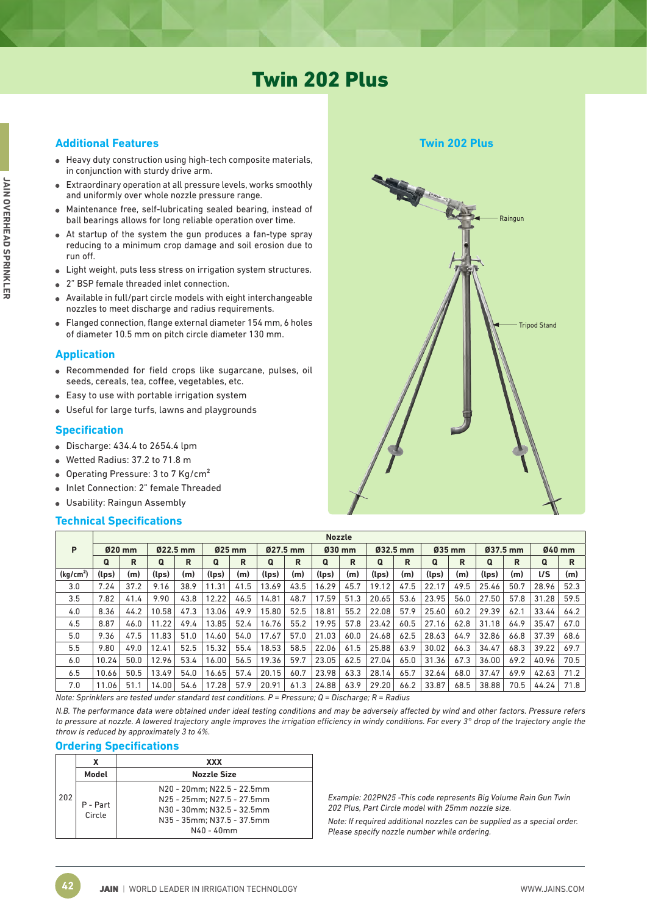# Twin 202 Plus

## Additional Features

- Heavy duty construction using high-tech composite materials, in conjunction with sturdy drive arm.
- Extraordinary operation at all pressure levels, works smoothly and uniformly over whole nozzle pressure range.
- Maintenance free, self-lubricating sealed bearing, instead of ball bearings allows for long reliable operation over time.
- At startup of the system the gun produces a fan-type spray reducing to a minimum crop damage and soil erosion due to run off.
- Light weight, puts less stress on irrigation system structures.
- 2" BSP female threaded inlet connection.
- Available in full/part circle models with eight interchangeable nozzles to meet discharge and radius requirements.
- Flanged connection, flange external diameter 154 mm, 6 holes of diameter 10.5 mm on pitch circle diameter 130 mm.

## Application

- Recommended for field crops like sugarcane, pulses, oil seeds, cereals, tea, coffee, vegetables, etc.
- Easy to use with portable irrigation system
- Useful for large turfs, lawns and playgrounds

## Specification

- Discharge: 434.4 to 2654.4 lpm
- Wetted Radius: 37.2 to 71.8 m
- Operating Pressure: 3 to 7 Kg/cm$^2$
- Inlet Connection: 2" female Threaded
- Usability: Raingun Assembly

**Twin 202 Plus**

Raingun

Tripod Stand

## Technical Specifications

| P | Nozzle | | | | | | | | | | | | | | | | | |
|---|---|---|---|---|---|---|---|---|---|---|---|---|---|---|---|---|---|---|
| | Ø20 mm | | Ø22.5 mm | | Ø25 mm | | Ø27.5 mm | | Ø30 mm | | Ø32.5 mm | | Ø35 mm | | Ø37.5 mm | | Ø40 mm | |
| | Q | R | Q | R | Q | R | Q | R | Q | R | Q | R | Q | R | Q | R | Q | R |
| (kg/cm$^2$) | (lps) | (m) | (lps) | (m) | (lps) | (m) | (lps) | (m) | (lps) | (m) | (lps) | (m) | (lps) | (m) | (lps) | (m) | l/S | (m) |
| 3.0 | 7.24 | 37.2 | 9.16 | 38.9 | 11.31 | 41.5 | 13.69 | 43.5 | 16.29 | 45.7 | 19.12 | 47.5 | 22.17 | 49.5 | 25.46 | 50.7 | 28.96 | 52.3 |
| 3.5 | 7.82 | 41.4 | 9.90 | 43.8 | 12.22 | 46.5 | 14.81 | 48.7 | 17.59 | 51.3 | 20.65 | 53.6 | 23.95 | 56.0 | 27.50 | 57.8 | 31.28 | 59.5 |
| 4.0 | 8.36 | 44.2 | 10.58 | 47.3 | 13.06 | 49.9 | 15.80 | 52.5 | 18.81 | 55.2 | 22.08 | 57.9 | 25.60 | 60.2 | 29.39 | 62.1 | 33.44 | 64.2 |
| 4.5 | 8.87 | 46.0 | 11.22 | 49.4 | 13.85 | 52.4 | 16.76 | 55.2 | 19.95 | 57.8 | 23.42 | 60.5 | 27.16 | 62.8 | 31.18 | 64.9 | 35.47 | 67.0 |
| 5.0 | 9.36 | 47.5 | 11.83 | 51.0 | 14.60 | 54.0 | 17.67 | 57.0 | 21.03 | 60.0 | 24.68 | 62.5 | 28.63 | 64.9 | 32.86 | 66.8 | 37.39 | 68.6 |
| 5.5 | 9.80 | 49.0 | 12.41 | 52.5 | 15.32 | 55.4 | 18.53 | 58.5 | 22.06 | 61.5 | 25.88 | 63.9 | 30.02 | 66.3 | 34.47 | 68.3 | 39.22 | 69.7 |
| 6.0 | 10.24 | 50.0 | 12.96 | 53.4 | 16.00 | 56.5 | 19.36 | 59.7 | 23.05 | 62.5 | 27.04 | 65.0 | 31.36 | 67.3 | 36.00 | 69.2 | 40.96 | 70.5 |
| 6.5 | 10.66 | 50.5 | 13.49 | 54.0 | 16.65 | 57.4 | 20.15 | 60.7 | 23.98 | 63.3 | 28.14 | 65.7 | 32.64 | 68.0 | 37.47 | 69.9 | 42.63 | 71.2 |
| 7.0 | 11.06 | 51.1 | 14.00 | 54.6 | 17.28 | 57.9 | 20.91 | 61.3 | 24.88 | 63.9 | 29.20 | 66.2 | 33.87 | 68.5 | 38.88 | 70.5 | 44.24 | 71.8 |

*Note: Sprinklers are tested under standard test conditions. P = Pressure; Q = Discharge; R = Radius*

*N.B. The performance data were obtained under ideal testing conditions and may be adversely affected by wind and other factors. Pressure refers to pressure at nozzle. A lowered trajectory angle improves the irrigation efficiency in windy conditions. For every 3° drop of the trajectory angle the throw is reduced by approximately 3 to 4%.*

## Ordering Specifications

| | X | XXX |
|---|---|---|
| | Model | Nozzle Size |
| 202 | P - Part Circle | N20 - 20mm; N22.5 - 22.5mm<br>N25 - 25mm; N27.5 - 27.5mm<br>N30 - 30mm; N32.5 - 32.5mm<br>N35 - 35mm; N37.5 - 37.5mm<br>N40 - 40mm |

*Example: 202PN25 -This code represents Big Volume Rain Gun Twin 202 Plus, Part Circle model with 25mm nozzle size.*

*Note: If required additional nozzles can be supplied as a special order. Please specify nozzle number while ordering.*